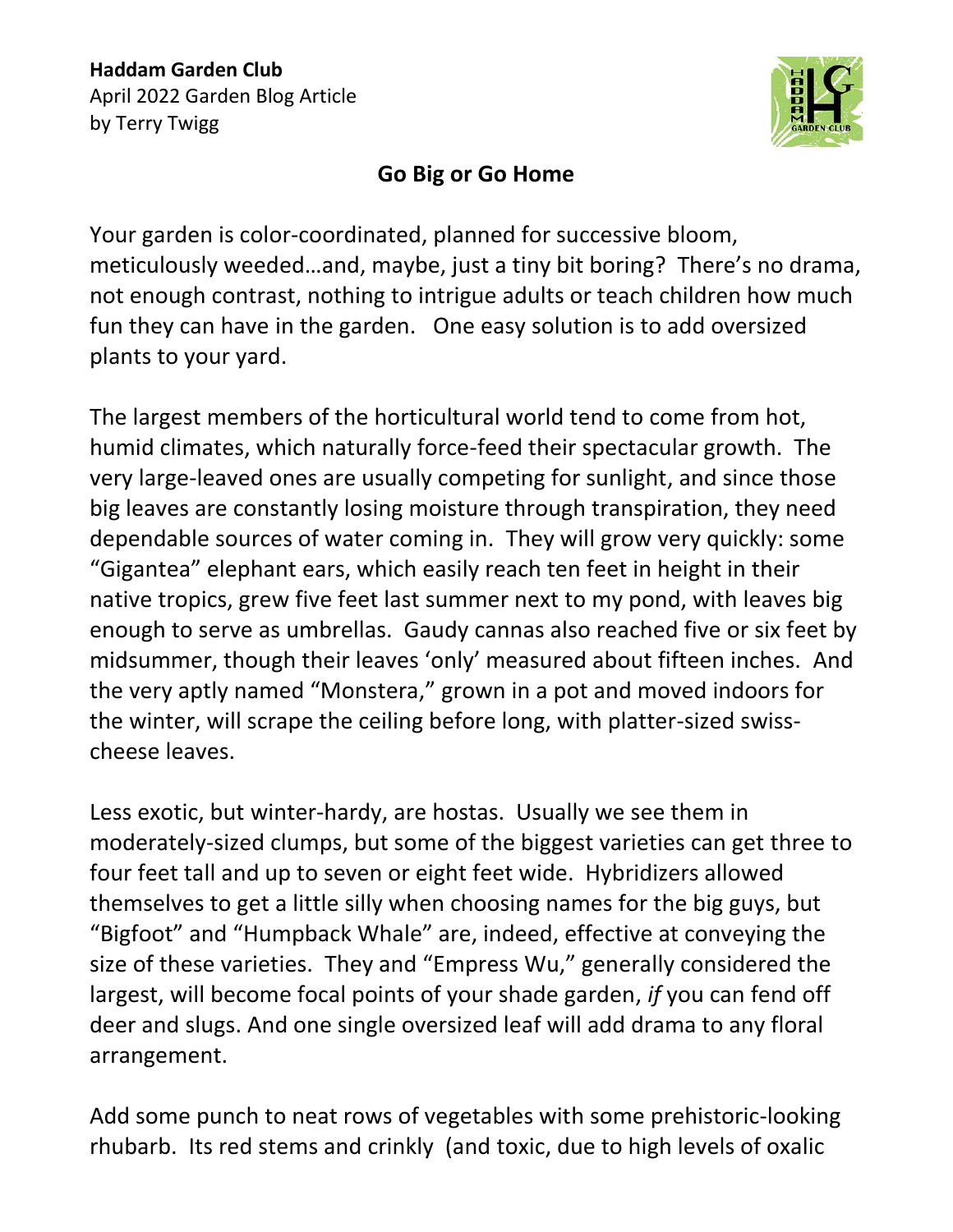**Haddam Garden Club**
April 2022 Garden Blog Article
by Terry Twigg

## Go Big or Go Home

Your garden is color-coordinated, planned for successive bloom, meticulously weeded…and, maybe, just a tiny bit boring? There's no drama, not enough contrast, nothing to intrigue adults or teach children how much fun they can have in the garden. One easy solution is to add oversized plants to your yard.

The largest members of the horticultural world tend to come from hot, humid climates, which naturally force-feed their spectacular growth. The very large-leaved ones are usually competing for sunlight, and since those big leaves are constantly losing moisture through transpiration, they need dependable sources of water coming in. They will grow very quickly: some "Gigantea" elephant ears, which easily reach ten feet in height in their native tropics, grew five feet last summer next to my pond, with leaves big enough to serve as umbrellas. Gaudy cannas also reached five or six feet by midsummer, though their leaves 'only' measured about fifteen inches. And the very aptly named "Monstera," grown in a pot and moved indoors for the winter, will scrape the ceiling before long, with platter-sized swiss-cheese leaves.

Less exotic, but winter-hardy, are hostas. Usually we see them in moderately-sized clumps, but some of the biggest varieties can get three to four feet tall and up to seven or eight feet wide. Hybridizers allowed themselves to get a little silly when choosing names for the big guys, but "Bigfoot" and "Humpback Whale" are, indeed, effective at conveying the size of these varieties. They and "Empress Wu," generally considered the largest, will become focal points of your shade garden, *if* you can fend off deer and slugs. And one single oversized leaf will add drama to any floral arrangement.

Add some punch to neat rows of vegetables with some prehistoric-looking rhubarb. Its red stems and crinkly (and toxic, due to high levels of oxalic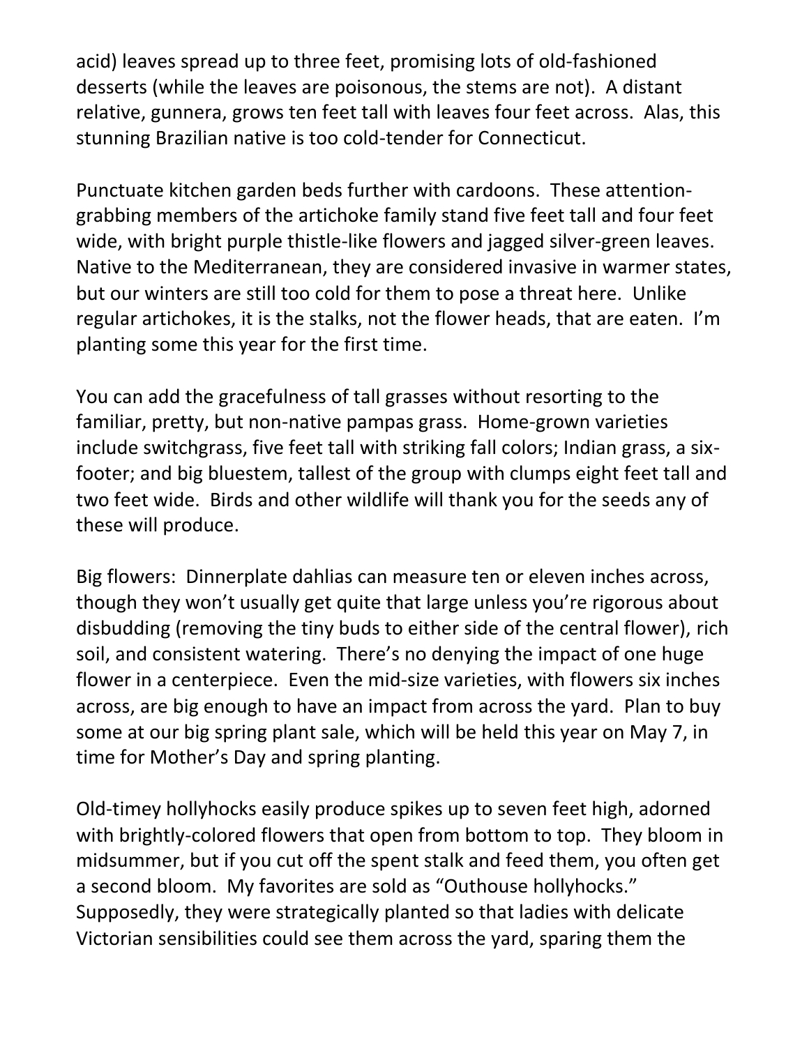acid) leaves spread up to three feet, promising lots of old-fashioned desserts (while the leaves are poisonous, the stems are not). A distant relative, gunnera, grows ten feet tall with leaves four feet across. Alas, this stunning Brazilian native is too cold-tender for Connecticut.

Punctuate kitchen garden beds further with cardoons. These attention-grabbing members of the artichoke family stand five feet tall and four feet wide, with bright purple thistle-like flowers and jagged silver-green leaves. Native to the Mediterranean, they are considered invasive in warmer states, but our winters are still too cold for them to pose a threat here. Unlike regular artichokes, it is the stalks, not the flower heads, that are eaten. I'm planting some this year for the first time.

You can add the gracefulness of tall grasses without resorting to the familiar, pretty, but non-native pampas grass. Home-grown varieties include switchgrass, five feet tall with striking fall colors; Indian grass, a six-footer; and big bluestem, tallest of the group with clumps eight feet tall and two feet wide. Birds and other wildlife will thank you for the seeds any of these will produce.

Big flowers: Dinnerplate dahlias can measure ten or eleven inches across, though they won't usually get quite that large unless you're rigorous about disbudding (removing the tiny buds to either side of the central flower), rich soil, and consistent watering. There's no denying the impact of one huge flower in a centerpiece. Even the mid-size varieties, with flowers six inches across, are big enough to have an impact from across the yard. Plan to buy some at our big spring plant sale, which will be held this year on May 7, in time for Mother's Day and spring planting.

Old-timey hollyhocks easily produce spikes up to seven feet high, adorned with brightly-colored flowers that open from bottom to top. They bloom in midsummer, but if you cut off the spent stalk and feed them, you often get a second bloom. My favorites are sold as "Outhouse hollyhocks." Supposedly, they were strategically planted so that ladies with delicate Victorian sensibilities could see them across the yard, sparing them the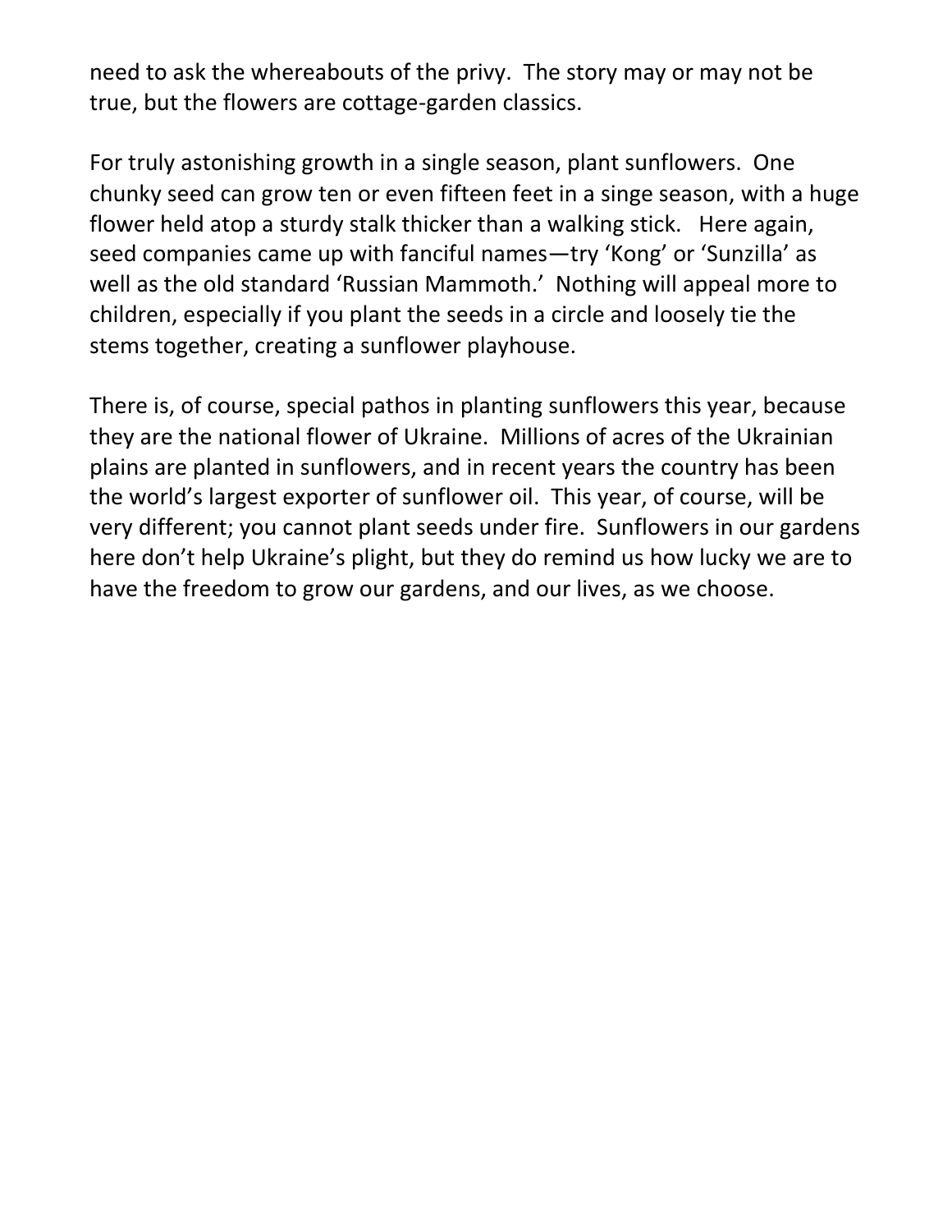need to ask the whereabouts of the privy. The story may or may not be true, but the flowers are cottage-garden classics.

For truly astonishing growth in a single season, plant sunflowers. One chunky seed can grow ten or even fifteen feet in a singe season, with a huge flower held atop a sturdy stalk thicker than a walking stick. Here again, seed companies came up with fanciful names—try 'Kong' or 'Sunzilla' as well as the old standard 'Russian Mammoth.' Nothing will appeal more to children, especially if you plant the seeds in a circle and loosely tie the stems together, creating a sunflower playhouse.

There is, of course, special pathos in planting sunflowers this year, because they are the national flower of Ukraine. Millions of acres of the Ukrainian plains are planted in sunflowers, and in recent years the country has been the world's largest exporter of sunflower oil. This year, of course, will be very different; you cannot plant seeds under fire. Sunflowers in our gardens here don't help Ukraine's plight, but they do remind us how lucky we are to have the freedom to grow our gardens, and our lives, as we choose.